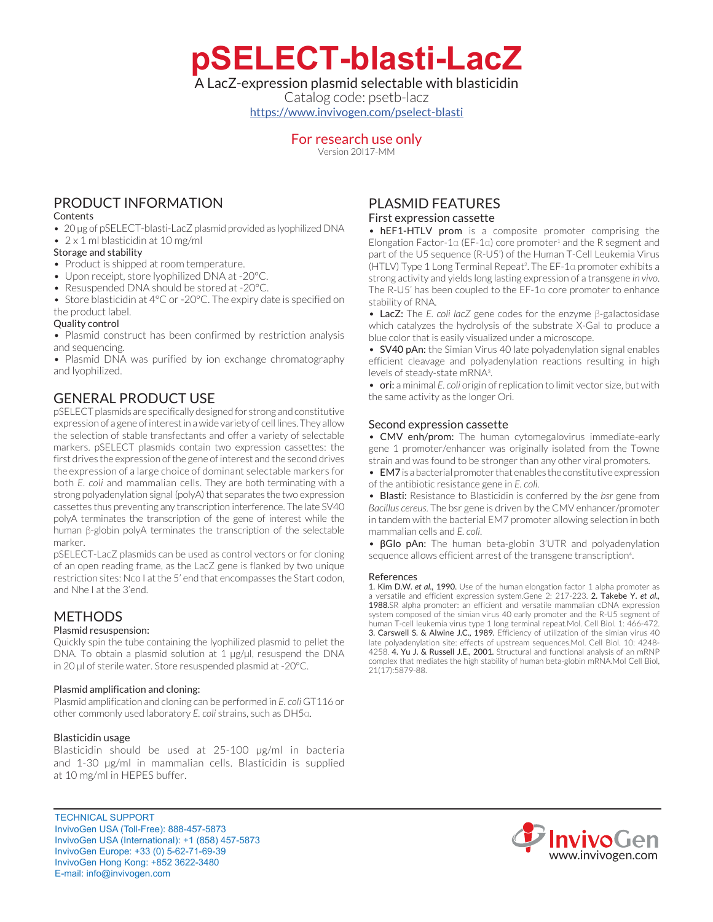# pSELECT-blasti-LacZ

A LacZ-expression plasmid selectable with blasticidin

Catalog code: psetb-lacz

https://www.invivogen.com/pselect-blasti

For research use only

Version 20I17-MM

## PRODUCT INFORMATION

### Contents

- 20 µg of pSELECT-blasti-LacZ plasmid provided as lyophilized DNA
- 2 x 1 ml blasticidin at 10 mg/ml

### Storage and stability

- Product is shipped at room temperature.
- Upon receipt, store lyophilized DNA at -20°C.
- Resuspended DNA should be stored at -20°C.
- Store blasticidin at 4°C or -20°C. The expiry date is specified on the product label.

### Quality control

- Plasmid construct has been confirmed by restriction analysis and sequencing.
- Plasmid DNA was purified by ion exchange chromatography and lyophilized.

## GENERAL PRODUCT USE

pSELECT plasmids are specifically designed for strong and constitutive expression of a gene of interest in a wide variety of cell lines. They allow the selection of stable transfectants and offer a variety of selectable markers. pSELECT plasmids contain two expression cassettes: the first drives the expression of the gene of interest and the second drives the expression of a large choice of dominant selectable markers for both *E. coli* and mammalian cells. They are both terminating with a strong polyadenylation signal (polyA) that separates the two expression cassettes thus preventing any transcription interference. The late SV40 polyA terminates the transcription of the gene of interest while the human β-globin polyA terminates the transcription of the selectable marker.

pSELECT-LacZ plasmids can be used as control vectors or for cloning of an open reading frame, as the LacZ gene is flanked by two unique restriction sites: Nco I at the 5' end that encompasses the Start codon, and Nhe I at the 3'end.

## METHODS

### Plasmid resuspension:

Quickly spin the tube containing the lyophilized plasmid to pellet the DNA. To obtain a plasmid solution at 1 µg/µl, resuspend the DNA in 20 µl of sterile water. Store resuspended plasmid at -20°C.

### Plasmid amplification and cloning:

Plasmid amplification and cloning can be performed in *E. coli* GT116 or other commonly used laboratory *E. coli* strains, such as DH5α.

### Blasticidin usage

Blasticidin should be used at 25-100 µg/ml in bacteria and 1-30 µg/ml in mammalian cells. Blasticidin is supplied at 10 mg/ml in HEPES buffer.

## PLASMID FEATURES

### First expression cassette

- **hEF1-HTLV prom** is a composite promoter comprising the Elongation Factor-1α (EF-1α) core promoter[1] and the R segment and part of the U5 sequence (R-U5') of the Human T-Cell Leukemia Virus (HTLV) Type 1 Long Terminal Repeat[2]. The EF-1α promoter exhibits a strong activity and yields long lasting expression of a transgene *in vivo*. The R-U5' has been coupled to the EF-1α core promoter to enhance stability of RNA.
- **LacZ:** The *E. coli lacZ* gene codes for the enzyme β-galactosidase which catalyzes the hydrolysis of the substrate X-Gal to produce a blue color that is easily visualized under a microscope.
- **SV40 pAn:** the Simian Virus 40 late polyadenylation signal enables efficient cleavage and polyadenylation reactions resulting in high levels of steady-state mRNA[3].
- **ori:** a minimal *E. coli* origin of replication to limit vector size, but with the same activity as the longer Ori.

### Second expression cassette

- **CMV enh/prom:** The human cytomegalovirus immediate-early gene 1 promoter/enhancer was originally isolated from the Towne strain and was found to be stronger than any other viral promoters.
- **EM7** is a bacterial promoter that enables the constitutive expression of the antibiotic resistance gene in *E. coli*.
- **Blasti:** Resistance to Blasticidin is conferred by the *bsr* gene from *Bacillus cereus*. The bsr gene is driven by the CMV enhancer/promoter in tandem with the bacterial EM7 promoter allowing selection in both mammalian cells and *E. coli*.
- **βGlo pAn:** The human beta-globin 3'UTR and polyadenylation sequence allows efficient arrest of the transgene transcription[4].

### References

**1. Kim D.W. *et al.*, 1990.** Use of the human elongation factor 1 alpha promoter as a versatile and efficient expression system.Gene 2: 217-223. **2. Takebe Y. *et al.*, 1988.** SR alpha promoter: an efficient and versatile mammalian cDNA expression system composed of the simian virus 40 early promoter and the R-U5 segment of human T-cell leukemia virus type 1 long terminal repeat.Mol. Cell Biol. 1: 466-472. **3. Carswell S. & Alwine J.C., 1989.** Efficiency of utilization of the simian virus 40 late polyadenylation site: effects of upstream sequences.Mol. Cell Biol. 10: 4248-4258. **4. Yu J. & Russell J.E., 2001.** Structural and functional analysis of an mRNP complex that mediates the high stability of human beta-globin mRNA.Mol Cell Biol, 21(17):5879-88.

TECHNICAL SUPPORT
InvivoGen USA (Toll-Free): 888-457-5873
InvivoGen USA (International): +1 (858) 457-5873
InvivoGen Europe: +33 (0) 5-62-71-69-39
InvivoGen Hong Kong: +852 3622-3480
E-mail: info@invivogen.com

InvivoGen
www.invivogen.com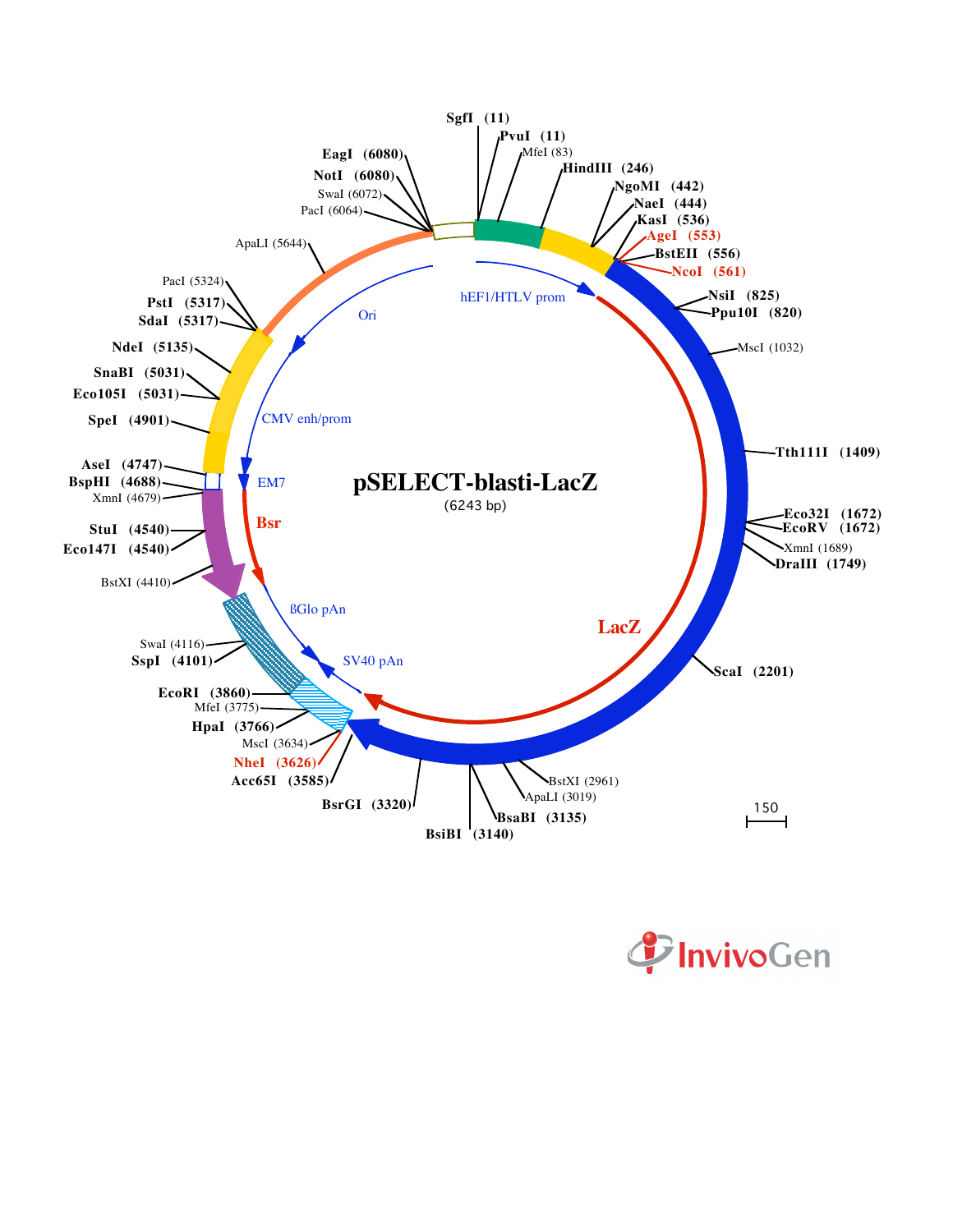# pSELECT-blasti-LacZ

(6243 bp)

SgfI (11)
PvuI (11)
MfeI (83)
HindIII (246)
NgoMI (442)
NaeI (444)
KasI (536)
AgeI (553)
BstEII (556)
NcoI (561)
NsiI (825)
Ppu10I (820)
MscI (1032)
Tth111I (1409)
Eco32I (1672)
EcoRV (1672)
XmnI (1689)
DraIII (1749)
ScaI (2201)
BstXI (2961)
ApaLI (3019)
BsaBI (3135)
BsiBI (3140)
BsrGI (3320)
Acc65I (3585)
NheI (3626)
MscI (3634)
HpaI (3766)
MfeI (3775)
EcoRI (3860)
SspI (4101)
SwaI (4116)
BstXI (4410)
Eco147I (4540)
StuI (4540)
XmnI (4679)
BspHI (4688)
AseI (4747)
SpeI (4901)
Eco105I (5031)
SnaBI (5031)
NdeI (5135)
SdaI (5317)
PstI (5317)
PacI (5324)
ApaLI (5644)
PacI (6064)
SwaI (6072)
NotI (6080)
EagI (6080)

hEF1/HTLV prom
LacZ
SV40 pAn
ßGlo pAn
Bsr
EM7
CMV enh/prom
Ori

150

InvivoGen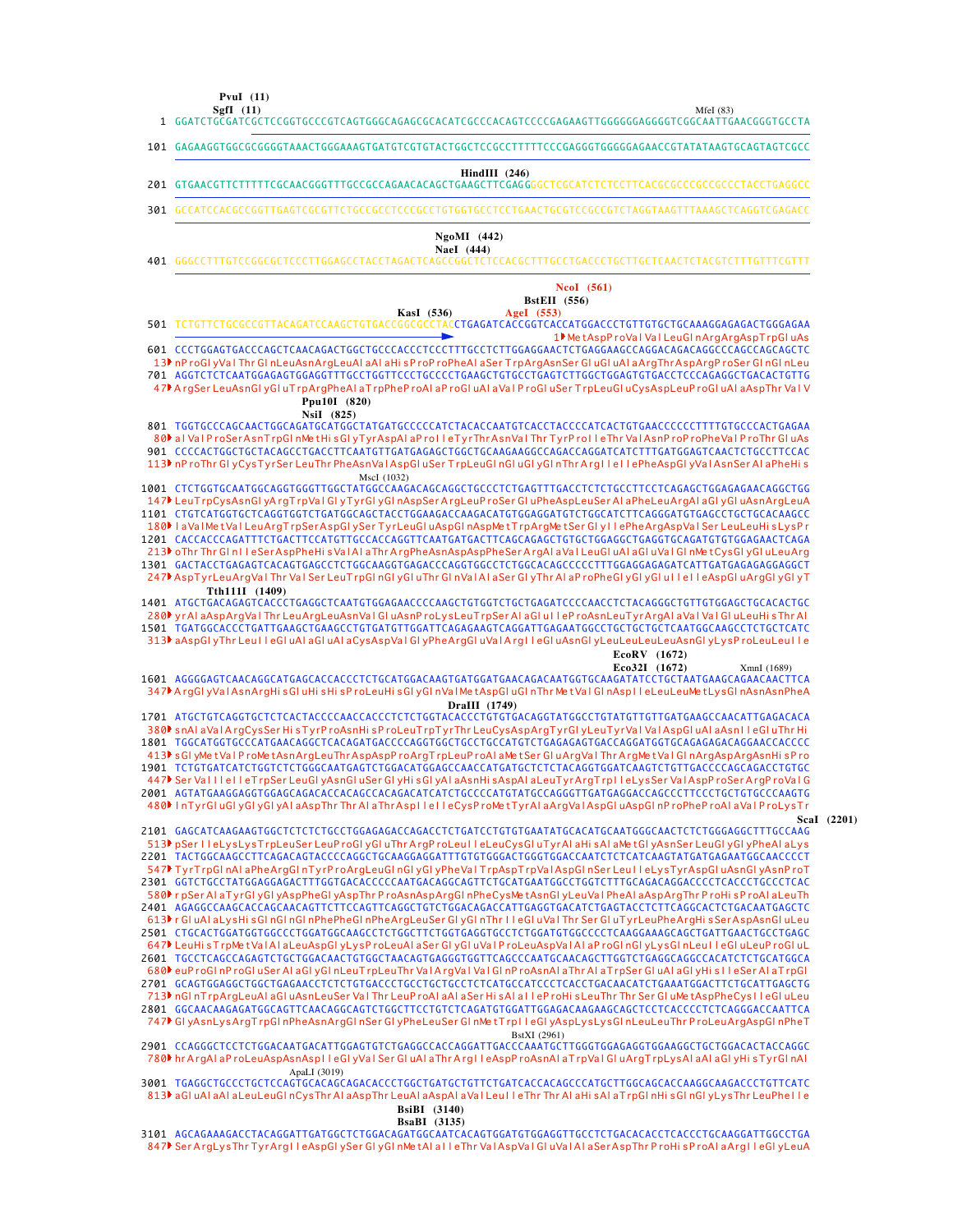```
                PvuI  (11)
              SgfI  (11)                                                                              MfeI (83)
   1  GGATCTGCGATCGCTCCGGTGCCCGTCAGTGGGCAGAGCGCACATCGCCCACAGTCCCCGAGAAGTTGGGGGGAGGGGTCGGCAATTGAACGGGTGCCTA

 101  GAGAAGGTGGCGCGGGGTAAACTGGGAAAGTGATGTCGTGTACTGGCTCCGCCTTTTTCCCGAGGGTGGGGGAGAACCGTATATAAGTGCAGTAGTCGCC

                                                      HindIII  (246)
 201  GTGAACGTTCTTTTTCGCAACGGGTTTGCCGCCAGAACACAGCTGAAGCTTCGAGGGGCTCGCATCTCTCCTTCACGCGCCCGCCGCCCTACCTGAGGCC

 301  GCCATCCACGCCGGTTGAGTCGCGTTCTGCCGCCTCCCGCCTGTGGTGCCTCCTGAACTGCGTCCGCCGTCTAGGTAAGTTTAAAGCTCAGGTCGAGACC

                                                     NgoMI  (442)
                                                     NaeI  (444)
 401  GGGCCTTTGTCCGGCGCTCCCTTGGAGCCTACCTAGACTCAGCCGGCTCTCCACGCTTTGCCTGACCCTGCTTGCTCAACTCTACGTCTTTGTTTCGTT

                                                                                    NcoI  (561)
                                                                            BstEII  (556)
                                               KasI  (536)           AgeI  (553)
 501  TCTGTTCTGCGCCGTTACAGATCCAAGCTGTGACCGGCGCCTACCTGAGATCACCGGTCACCATGGACCCTGTTGTGCTGCAAAGGAGAGACTGGGAGAA
                                                                        1 MetAspProValValLeuGlnArgArgAspTrpGluAs
 601  CCCTGGAGTGACCCAGCTCAACAGACTGGCTGCCCACCCTCCCTTTGCCTCTTGGAGGAACTCTGAGGAAGCCAGGACAGACAGGCCCAGCCAGCAGCTC
  13 nProGlyValThrGlnLeuAsnArgLeuAlaAlaHisProProPheAlaSerTrpArgAsnSerGluGluAlaArgThrAspArgProSerGlnGlnLeu
 701  AGGTCTCTCAATGGAGAGTGGAGGTTTGCCTGGTTCCCTGCCCCTGAAGCTGTGCCTGAGTCTTGGCTGGAGTGTGACCTCCCAGAGGCTGACACTGTTG
  47 ArgSerLeuAsnGlyGluTrpArgPheAlaTrpPheProAlaProGluAlaValProGluSerTrpLeuGluCysAspLeuProGluAlaAspThrValV
                                      Ppu10I  (820)
                                      NsiI  (825)
 801  TGGTGCCCAGCAACTGGCAGATGCATGGCTATGATGCCCCCATCTACACCAATGTCACCTACCCCATCACTGTGAACCCCCCTTTTGTGCCCACTGAGAA
  80 alValProSerAsnTrpGlnMetHisGlyTyrAspAlaProIleTyrThrAsnValThrTyrProIleThrValAsnProProPheValProThrGluAs
 901  CCCCACTGGCTGCTACAGCCTGACCTTCAATGTTGATGAGAGCTGGCTGCAAGAAGGCCAGACCAGGATCATCTTTGATGGAGTCAACTCTGCCTTCCAC
 113 nProThrGlyCysTyrSerLeuThrPheAsnValAspGluSerTrpLeuGlnGluGlyGlnThrArgIleIlePheAspGlyValAsnSerAlaPheHis
                                              MscI (1032)
1001  CTCTGGTGCAATGGCAGGTGGGTTGGCTATGGCCAAGACAGCAGGCTGCCCTCTGAGTTTGACCTCTCTGCCTTCCTCAGAGCTGGAGAGAACAGGCTGG
 147 LeuTrpCysAsnGlyArgTrpValGlyTyrGlyGlnAspSerArgLeuProSerGluPheAspLeuSerAlaPheLeuArgAlaGlyGluAsnArgLeuA
1101  CTGTCATGGTGCTCAGGTGGTCTGATGGCAGCTACCTGGAAGACCAAGACATGTGGAGGATGTCTGGCATCTTCAGGGATGTGAGCCTGCTGCACAAGCC
 180 laValMetValLeuArgTrpSerAspGlySerTyrLeuGluAspGlnAspMetTrpArgMetSerGlyIlePheArgAspValSerLeuLeuHisLysPr
1201  CACCACCCAGATTTCTGACTTCCATGTTGCCACCAGGTTCAATGATGACTTCAGCAGAGCTGTGCTGGAGGCTGAGGTGCAGATGTGTGGAGAACTCAGA
 213 oThrThrGlnIleSerAspPheHisValAlaThrArgPheAsnAspAspPheSerArgAlaValLeuGluAlaGluValGlnMetCysGlyGluLeuArg
1301  GACTACCTGAGAGTCACAGTGAGCCTCTGGCAAGGTGAGACCCAGGTGGCCTCTGGCACAGCCCCCTTTGGAGGAGAGATCATTGATGAGAGAGGAGGCT
 247 AspTyrLeuArgValThrValSerLeuTrpGlnGlyGluThrGlnValAlaSerGlyThrAlaProPheGlyGlyGluIleIleAspGluArgGlyGlyT
              Tth111I  (1409)
1401  ATGCTGACAGAGTCACCCTGAGGCTCAATGTGGAGAACCCCAAGCTGTGGTCTGCTGAGATCCCCAACCTCTACAGGGCTGTTGTGGAGCTGCACACTGC
 280 yrAlaAspArgValThrLeuArgLeuAsnValGluAsnProLysLeuTrpSerAlaGluIleProAsnLeuTyrArgAlaValValGluLeuHisThrAl
1501  TGATGGCACCCTGATTGAAGCTGAAGCCTGTGATGTTGGATTCAGAGAAGTCAGGATTGAGAATGGCCTGCTGCTGCTCAATGGCAAGCCTCTGCTCATC
 313 aAspGlyThrLeuIleGluAlaGluAlaCysAspValGlyPheArgGluValArgIleGluAsnGlyLeuLeuLeuLeuAsnGlyLysProLeuLeuIle
                                                                                  EcoRV  (1672)
                                                                                  Eco32I  (1672)          XmnI (1689)
1601  AGGGGAGTCAACAGGCATGAGCACCACCCTCTGCATGGACAAGTGATGGATGAACAGACAATGGTGCAAGATATCCTGCTAATGAAGCAGAACAACTTCA
 347 ArgGlyValAsnArgHisGluHisHisProLeuHisGlyGlnValMetAspGluGlnThrMetValGlnAspIleLeuLeuMetLysGlnAsnAsnPheA
                                                            DraIII  (1749)
1701  ATGCTGTCAGGTGCTCTCACTACCCCAACCACCCTCTCTGGTACACCCTGTGTGATAGGTATGGCCTGTATGTTGTTGATGAAGCCAACATTGAGACACA
 380 snAlaValArgCysSerHisTyrProAsnHisProLeuTrpTyrThrLeuCysAspArgTyrGlyLeuTyrValValAspGluAlaAsnIleGluThrHi
1801  TGGCATGGTGCCCATGAACAGGCTCACAGATGACCCCAGGTGGCTGCCTGCCATGTCTGAGAGAGTGACCAGGATGGTGCAGAGAGACAGGAACCACCCC
 413 sGlyMetValProMetAsnArgLeuThrAspAspProArgTrpLeuProAlaMetSerGluArgValThrArgMetValGlnArgAspArgAsnHisPro
1901  TCTGTGATCATCTGGTCTCTGGGCAATGAGTCTGGACATGGAGCCAACCATGATGCTCTCTACAGGTGGATCAAGTCTGTTGACCCCAGCAGACCTGTGC
 447 SerValIleIleTrpSerLeuGlyAsnGluSerGlyHisGlyAlaAsnHisAspAlaLeuTyrArgTrpIleLysSerValAspProSerArgProValG
2001  AGTATGAAGGAGGTGGAGCAGACACCACAGCCACAGACATCATCTGCCCCATGTATGCCAGGGTTGATGAGGACCAGCCCTTCCCTGCTGTGCCCAAGTG
 480 lnTyrGluGlyGlyGlyAlaAspThrThrAlaThrAspIleIleCysProMetTyrAlaArgValAspGluAspGlnProPheProAlaValProLysTr
                                                                                                      ScaI  (2201)
2101  GAGCATCAAGAAGTGGCTCTCTCTGCCTGGAGAGACCAGACCTCTGATCCTGTGTGAATATGCACATGCAATGGGCAACTCTCTGGGAGGCTTTGCCAAG
 513 pSerIleLysLysTrpLeuSerLeuProGlyGluThrArgProLeuIleLeuCysGluTyrAlaHisAlaMetGlyAsnSerLeuGlyGlyPheAlaLys
2201  TACTGGCAAGCCTTCAGACAGTACCCCAGGCTGCAAGGAGGATTTGTGTGGGACTGGGTGGACCAATCTCTCATCAAGTATGATGAGAATGGCAACCCCT
 547 TyrTrpGlnAlaPheArgGlnTyrProArgLeuGlnGlyGlyPheValTrpAspTrpValAspGlnSerLeuIleLysTyrAspGluAsnGlyAsnProT
2301  GGTCTGCCTATGGAGGAGACTTTGGTGACACCCCCAATGACAGGCAGTTCTGCATGAATGGCCTGGTCTTTGCAGACAGGACCCCTCACCCTGCCCTCAC
 580 rpSerAlaTyrGlyGlyAspPheGlyAspThrProAsnAspArgGlnPheCysMetAsnGlyLeuValPheAlaAspArgThrProHisProAlaLeuTh
2401  AGAGGCCAAGCACCAGCAACAGTTCTTCCAGTTCAGGCTGTCTGGACAGACCATTGAGGTGACATCTGAGTACCTCTTCAGGCACTCTGACAATGAGCTC
 613 rGluAlaLysHisGlnGlnGlnPhePheGlnPheArgLeuSerGlyGlnThrIleGluValThrSerGluTyrLeuPheArgHisSerAspAsnGluLeu
2501  CTGCACTGGATGGTGGCCCTGGATGGCAAGCCTCTGGCTTCTGGTGAGGTGCCTCTGGATGTGGCCCCTCAAGGAAAGCAGCTGATTGAACTGCCTGAGC
 647 LeuHisTrpMetValAlaLeuAspGlyLysProLeuAlaSerGlyGluValProLeuAspValAlaProGlnGlyLysGlnLeuIleGluLeuProGluL
2601  TGCCTCAGCCAGAGTCTGCTGGACAACTGTGGCTAACAGTGAGGGTGGTTCAGCCCAATGCAACAGCTTGGTCTGAGGCAGGCCACATCTCTGCATGGCA
 680 euProGlnProGluSerAlaGlyGlnLeuTrpLeuThrValArgValValGlnProAsnAlaThrAlaTrpSerGluAlaGlyHisIleSerAlaTrpGl
2701  GCAGTGGAGGCTGGCTGAGAACCTCTCTGTGACCCTGCCTGCTGCCTCTCATGCCATCCCTCACCTGACAACATCTGAAATGGACTTCTGCATTGAGCTG
 713 nGlnTrpArgLeuAlaGluAsnLeuSerValThrLeuProAlaAlaSerHisAlaIleProHisLeuThrThrSerGluMetAspPheCysIleGluLeu
2801  GGCAACAAGAGATGGCAGTTCAACAGGCAGTCTGGCTTCCTGTCTCAGATGTGGATTGGAGACAAGAAGCAGCTCCTCACCCCTCTCAGGGACCAATTCA
 747 GlyAsnLysArgTrpGlnPheAsnArgGlnSerGlyPheLeuSerGlnMetTrpIleGlyAspLysLysGlnLeuLeuThrProLeuArgAspGlnPheT
                                                                                 BstXI (2961)
2901  CCAGGGCTCCTCTGGACAATGACATTGGAGTGTCTGAGGCCACCAGGATTGACCCAAATGCTTGGGTGGAGAGGTGGAAGGCTGCTGGACACTACCAGGC
 780 hrArgAlaProLeuAspAsnAspIleGlyValSerGluAlaThrArgIleAspProAsnAlaTrpValGluArgTrpLysAlaAlaGlyHisTyrGlnAl
                                  ApaLI (3019)
3001  TGAGGCTGCCCTGCTCCAGTGCACAGCAGACACCCTGGCTGATGCTGTTCTGATCACCACAGCCCATGCTTGGCAGCACCAAGGCAAGACCCTGTTCATC
 813 aGluAlaAlaLeuLeuGlnCysThrAlaAspThrLeuAlaAspAlaValLeuIleThrThrAlaHisAlaTrpGlnHisGlnGlyLysThrLeuPheIle
                                               BsiBI  (3140)
                                               BsaBI  (3135)
3101  AGCAGAAAGACCTACAGGATTGATGGCTCTGGACAGATGGCAATCACAGTGGATGTGGAGGTTGCCTCTGACACACCTCACCCTGCAAGGATTGGCCTGA
 847 SerArgLysThrTyrArgIleAspGlySerGlyGlnMetAlaIleThrValAspValGluValAlaSerAspThrProHisProAlaArgIleGlyLeuA
```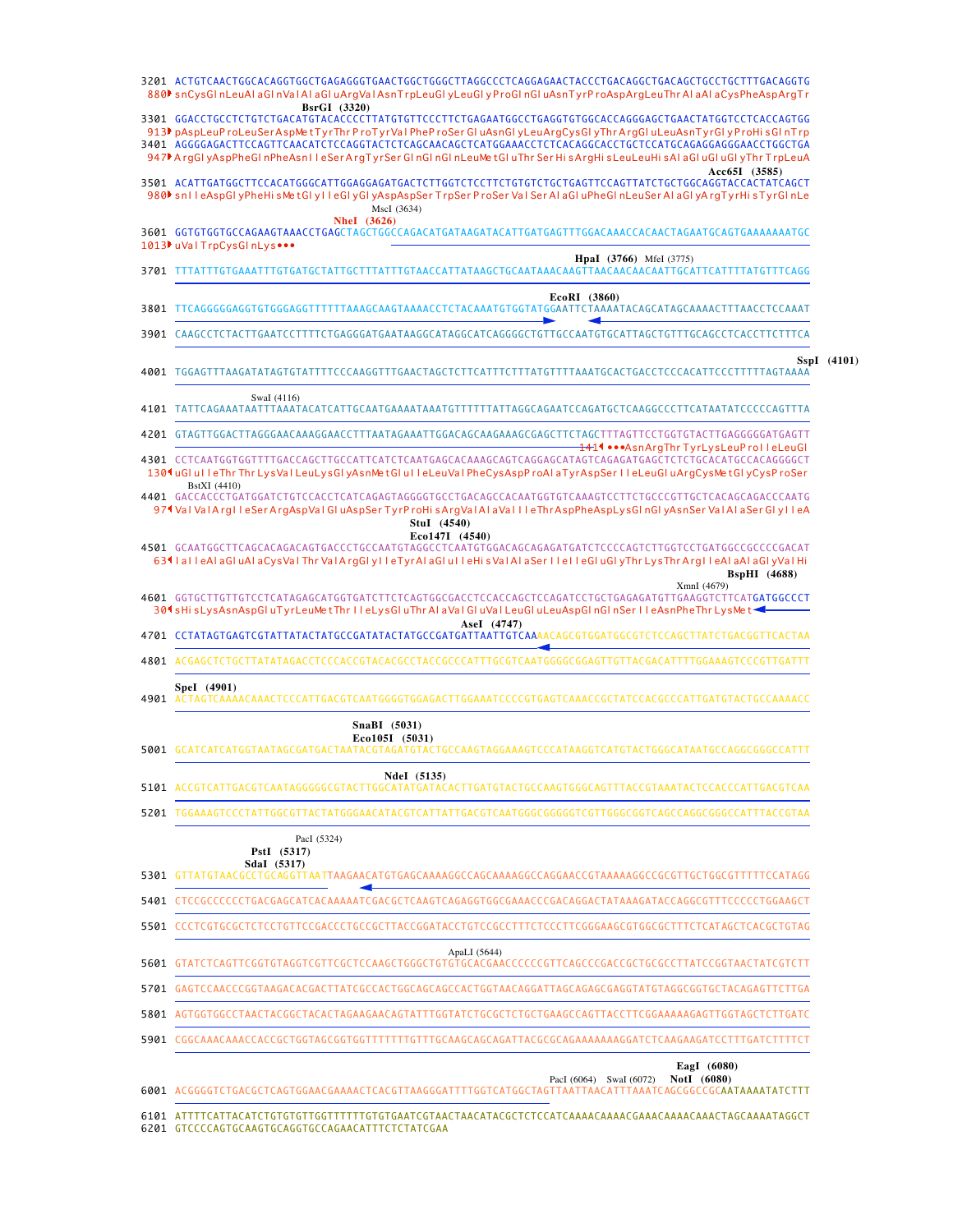```
3201 ACTGTCAACTGGCACAGGTGGCTGAGAGGGTGAACTGGCTGGGCTTAGGCCCTCAGGAGAACTACCCTGACAGGCTGACAGCTGCCTGCTTTGACAGGTG
880▶ snCysGlnLeuAlaGlnValAlaGluArgValAsnTrpLeuGlyLeuGlyProGlnGluAsnTyrProAspArgLeuThrAlaAlaCysPheAspArgTr
                                    BsrGI (3320)
3301 GGACCTGCCTCTGTCTGACATGTACACCCCTTATGTGTTCCCTTCTGAGAATGGCCTGAGGTGTGGCACCAGGGAGCTGAACTATGGTCCTCACCAGTGG
913▶ pAspLeuProLeuSerAspMetTyrThrProTyrValPheProSerGluAsnGlyLeuArgCysGlyThrArgGluLeuAsnTyrGlyProHisGlnTrp
3401 AGGGGAGACTTCCAGTTCAACATCTCCAGGTACTCTCAGCAACAGCTCATGGAAACCTCTCACAGGCACCTGCTCCATGCAGAGGAGGGAACCTGGCTGA
947▶ ArgGlyAspPheGlnPheAsnIleSerArgTyrSerGlnGlnGlnLeuMetGluThrSerHisArgHisLeuLeuHisAlaGluGluGlyThrTrpLeuA
                                                                                        Acc65I (3585)
3501 ACATTGATGGCTTCCACATGGGCATTGGAGGAGATGACTCTTGGTCTCCTTCTGTGTCTGCTGAGTTCCAGTTATCTGCTGGCAGGTACCACTATCAGCT
980▶ snIleAspGlyPheHisMetGlyIleGlyGlyAspAspSerTrpSerProSerValSerAlaGluPheGlnLeuSerAlaGlyArgTyrHisTyrGlnLe
                                          MscI (3634)
                                   NheI (3626)
3601 GGTGTGGTGCCAGAAGTAAACCTGAGCTAGCTGGCCAGACATGATAAGATACATTGATGAGTTTGGACAAACCACAACTAGAATGCAGTGAAAAAAATGC
1013▶ uValTrpCysGlnLys•••
                                                                        HpaI (3766) MfeI (3775)
3701 TTTATTTGTGAAATTTGTGATGCTATTGCTTTATTTGTAACCATTATAAGCTGCAATAAACAAGTTAACAACAACAATTGCATTCATTTTATGTTTCAGG
                                                                     EcoRI (3860)
3801 TTCAGGGGGAGGTGTGGGAGGTTTTTTAAAGCAAGTAAAACCTCTACAAATGTGGTATGGAATTCTAAAATACAGCATAGCAAAACTTTAACCTCCAAAT
3901 CAAGCCTCCTACTTGAATCCTTTTCTGAGGGATGAATAAGGCATAGGCATCAGGGGCTGTTGCCAATGTGCATTAGCTGTTTGCAGCCTCACCTTCTTTCA
                                                                                                  SspI (4101)
4001 TGGAGTTTAAGATATAGTGTATTTTCCCAAGGTTTGAACTAGCTCTTCATTTCTTTATGTTTTAAATGCACTGACCTCCCACATTCCCTTTTTAGTAAAA
              SwaI (4116)
4101 TATTCAGAAATAATTTAAATACATCATTGCAATGAAAATAAATGTTTTTTATTAGGCAGAATCCAGATGCTCAAGGCCCTTCATAATATCCCCCAGTTTA
4201 GTAGTTGGACTTAGGGAACAAAGGAACCTTTAATAGAAATTGGACAGCAAGAAAGCGAGCTTCTAGCTTTAGTTCCTGGTGTACTTGAGGGGGATGAGTT
                                                                  141◀ •••AsnArgThrTyrLysLeuProIleLeuGl
4301 CCTCAATGGTGGTTTTGACCAGCTTGCCATTCATCTCAATGAGCACAAAGCAGTCAGGAGCATAGTCAGAGATGAGCTCTCTGCACATGCCACAGGGGCT
130◀ uGluIleThrThrLysValLeuLysGlyAsnMetGluIleLeuValPheCysAspProAlaTyrAspSerIleLeuGluArgCysMetGlyCysProSer
       BstXI (4410)
4401 GACCACCCTGATGGATCTGTCCACCTCATCAGAGTAGGGGTGCCTGACAGCCACAATGGTGTCAAAGTCCTTCTGCCCGTTGCTCACAGCAGACCCAATG
97◀ ValValArgIleSerArgAspValGluAspSerTyrProHisArgValAlaValIleThrAspPheAspLysGlnGlnTyrAsnSerValAlaSerGlyIleA
                                                  StuI (4540)
                                                  Eco147I (4540)
4501 GCAATGGCTTCAGCACAGACAGTGACCCTGCCAATGTAGGCCTCAATGTGGACAGCAGAGATGATCTCCCCAGTCTTGGTCCTGATGGCGCCCCGACAT
63◀ lalleAlaGluAlaCysValThrValArgGlyIleTyrAlaGluIleHisValAlaSerIleIleGluGlyThrLysThrArgIleAlaAlaGlyValHi
                                                                                          BspHI (4688)
                                                                                XmnI (4679)
4601 GGTGCTTGTTGTCCTCATAGAGCATGGTGATCTTCTCAGTGGCGACCTCCACCAGCTCCAGATCCTGCTGAGAGATGTTGAAGGTCTTCATGATGGCCCT
30◀ sHisLysAsnAspGluTyrLeuMetThrIleLysGluThrAlaValGluValLeuGluLeuAspGlnGlnSerIleAsnPheThrLysMet
                                                     AseI (4747)
4701 CCTATAGTGAGTCGTATTATACTATGCCGATATACTATGCCGATGATTAATTGTCAAAACAGCGTGGATGGCGTCTCCAGCTTATCTGACGGTTCACTAA
4801 ACGAGCTCTGCTTATATAGACCTCCCACCGTACACGCCTACCGCCCATTTGCGTCAATGGGGCGGAGTTGTTACGACATTTTGGAAAGTCCCGTTGATTT
SpeI (4901)
4901 ACTAGTCAAAACAAACTCCCATTGACGTCAATGGGGTGGAGACTTGGAAATCCCCGTGAGTCAAACCGCTATCCACGCCCATTGATGTACTGCCAAAACC
                                   SnaBI (5031)
                                   Eco105I (5031)
5001 GCATCATCATGGTAATAGCGATGACTAATACGTAGATGTACTGCCAAGTAGGAAAGTCCCATAAGGTCATGTACTGGGCATAATGCCAGGCGGGCCATTT
                                       NdeI (5135)
5101 ACCGTCATTGACGTCAATAGGGGGCGTACTTGGCATATGATACACTTGATGTACTGCCAAGTGGGCAGTTTACCGTAAATACTCCACCCATTGACGTCAA
5201 TGGAAAGTCCCTATTGGCGTTACTATGGGAACATACGTCATTATTGACGTCAATGGGCGGGGGTCGTTGGGCGGTCAGCCAGGCGGGCCATTTACCGTAA
                          PacI (5324)
                  PstI (5317)
                  SdaI (5317)
5301 GTTATGTAACGCCTGCAGGTTAATTAAGAACATGTGAGCAAAAGGCCAGCAAAAGGCCAGGAACCGTAAAAAGGCCGCGTTGCTGGCGTTTTTCCATAGG
5401 CTCCGCCCCCCTGACGAGCATCACAAAAATCGACGCTCAAGTCAGAGGTGGCGAAACCCGACAGGACTATAAAGATACCAGGCGTTTCCCCCTGGAAGCT
5501 CCCTCGTGCGCTCTCCTGTTCCGACCCTGCCGCTTACCGGATACCTGTCCGCCTTTCTCCCTTCGGGAAGCGTGGCGCTTTCTCATAGCTCACGCTGTAG
                                          ApaLI (5644)
5601 GTATCTCAGTTCGGTGTAGGTCGTTCGCTCCAAGCTGGGCTGTGTGCACGAACCCCCCGTTCAGCCCGACCGCTGCGCCTTATCCGGTAACTATCGTCTT
5701 GAGTCCAACCCGGTAAGACACGACTTATCGCCACTGGCAGCAGCCACTGGTAACAGGATTAGCAGAGCGAGGTATGTAGGCGGTGCTACAGAGTTCTTGA
5801 AGTGGTGGCCTAACTACGGCTACACTAGAAGAACAGTATTTGGTATCTGCGCTCTGCTGAAGCCAGTTACCTTCGGAAAAAGAGTTGGTAGCTCTTGATC
5901 CGGCAAACAAACCACCGCTGGTAGCGGTGGTTTTTTTGTTTGCAAGCAGCAGATTACGCGCAGAAAAAAAGGATCTCAAGAAGATCCTTTGATCTTTTCT
                                                                                      EagI (6080)
                                                           PacI (6064)  SwaI (6072)  NotI (6080)
6001 ACGGGGTCTGACGCTCAGTGGAACGAAAACTCACGTTAAGGGATTTTGGTCATGGCTAGTTAATTAACATTTAAATCAGCGGCCGCAATAAAATATCTTT
6101 ATTTTCATTACATCTGTGTGTTGGTTTTTTGTGTGAATCGTAACTAACATACGCTCTCCATCAAAACAAAACGAAACAAAACAAACTAGCAAAATAGGCT
6201 GTCCCCAGTGCAAGTGCAGGTGCCAGAACATTTCTCTATCGAA
```